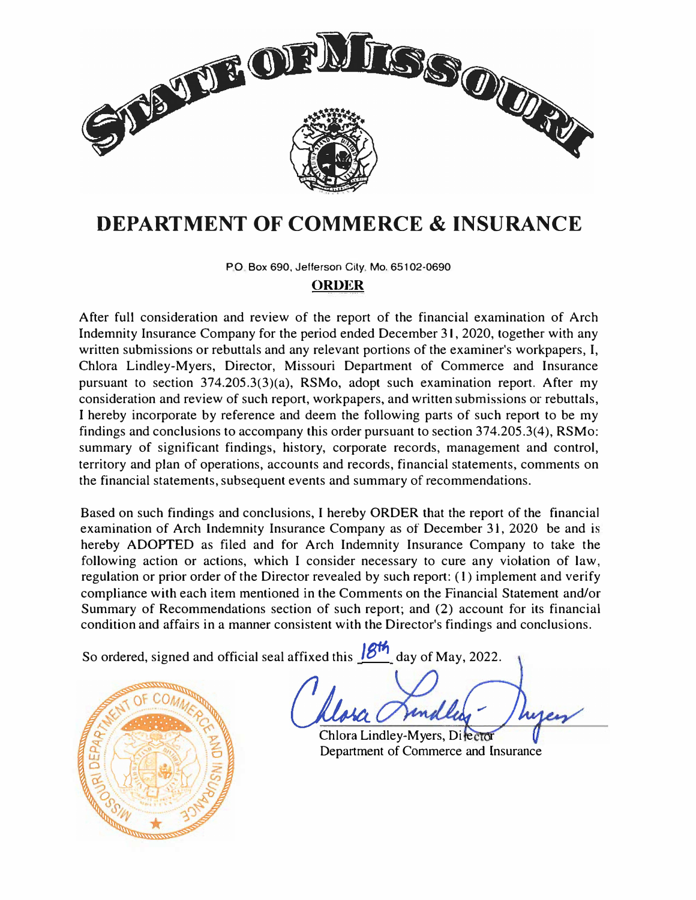# STATE OF MISSOURI

# DEPARTMENT OF COMMERCE & INSURANCE

P.O. Box 690, Jefferson City, Mo. 65102-0690

## ORDER

After full consideration and review of the report of the financial examination of Arch Indemnity Insurance Company for the period ended December 31, 2020, together with any written submissions or rebuttals and any relevant portions of the examiner's workpapers, I, Chlora Lindley-Myers, Director, Missouri Department of Commerce and Insurance pursuant to section 374.205.3(3)(a), RSMo, adopt such examination report. After my consideration and review of such report, workpapers, and written submissions or rebuttals, I hereby incorporate by reference and deem the following parts of such report to be my findings and conclusions to accompany this order pursuant to section 374.205.3(4), RSMo: summary of significant findings, history, corporate records, management and control, territory and plan of operations, accounts and records, financial statements, comments on the financial statements, subsequent events and summary of recommendations.

Based on such findings and conclusions, I hereby ORDER that the report of the financial examination of Arch Indemnity Insurance Company as of December 31, 2020 be and is hereby ADOPTED as filed and for Arch Indemnity Insurance Company to take the following action or actions, which I consider necessary to cure any violation of law, regulation or prior order of the Director revealed by such report: (1) implement and verify compliance with each item mentioned in the Comments on the Financial Statement and/or Summary of Recommendations section of such report; and (2) account for its financial condition and affairs in a manner consistent with the Director's findings and conclusions.

So ordered, signed and official seal affixed this 18th day of May, 2022.

Chlora Lindley-Myers, Director
Department of Commerce and Insurance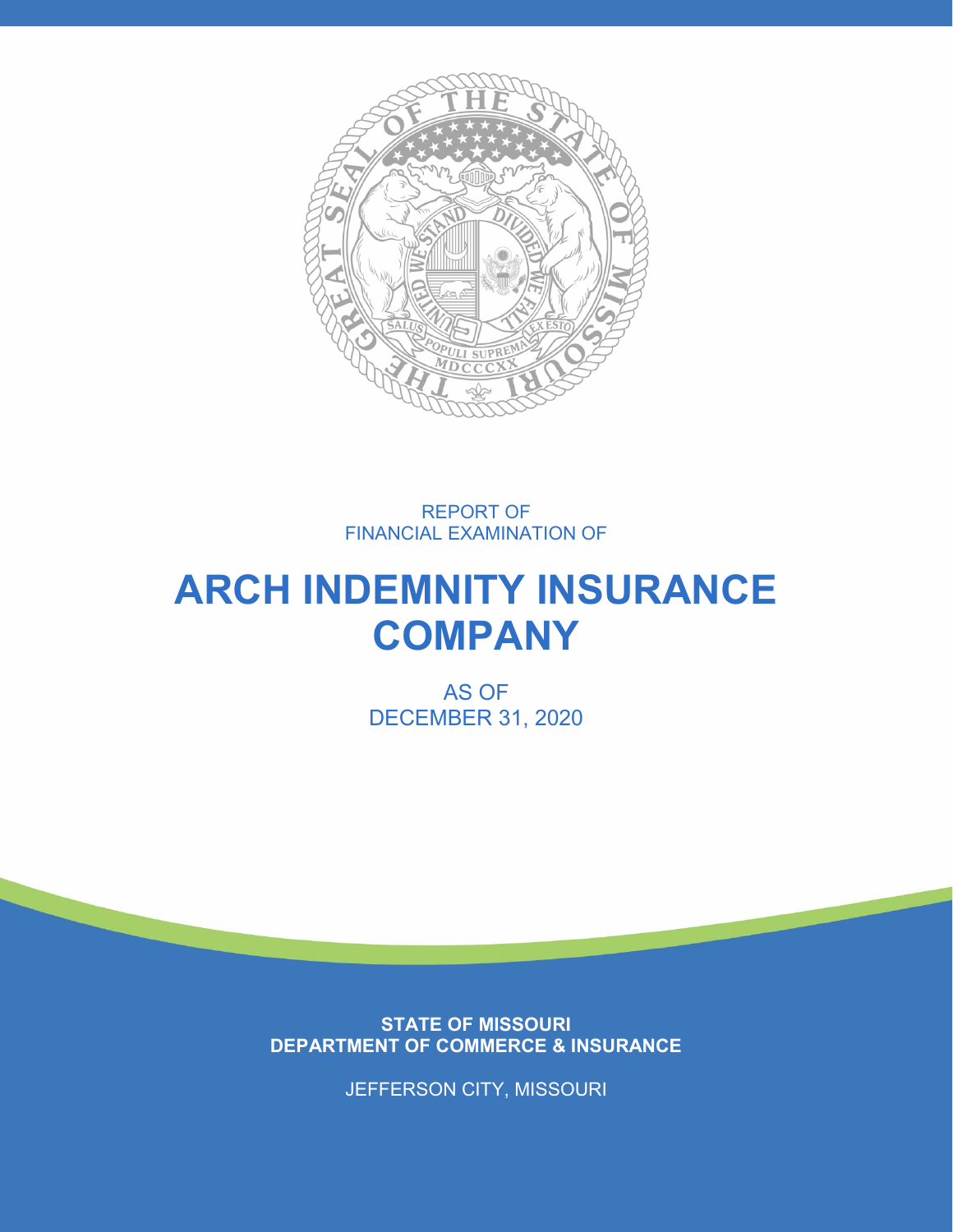REPORT OF
FINANCIAL EXAMINATION OF

# ARCH INDEMNITY INSURANCE COMPANY

AS OF
DECEMBER 31, 2020

**STATE OF MISSOURI**
**DEPARTMENT OF COMMERCE & INSURANCE**

JEFFERSON CITY, MISSOURI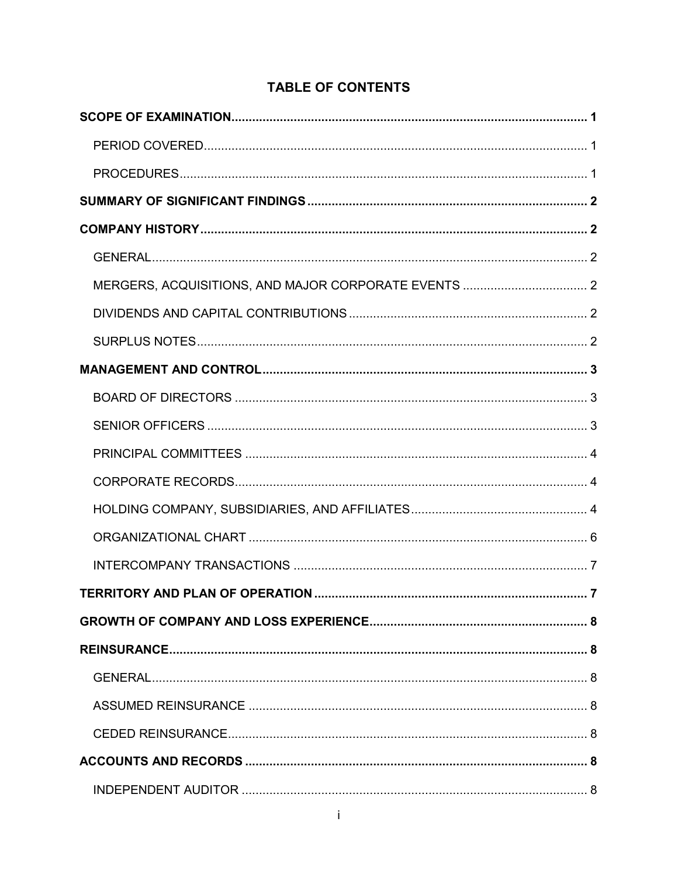# TABLE OF CONTENTS

**SCOPE OF EXAMINATION** ..... **1**

- PERIOD COVERED ..... 1
- PROCEDURES ..... 1

**SUMMARY OF SIGNIFICANT FINDINGS** ..... **2**

**COMPANY HISTORY** ..... **2**

- GENERAL ..... 2
- MERGERS, ACQUISITIONS, AND MAJOR CORPORATE EVENTS ..... 2
- DIVIDENDS AND CAPITAL CONTRIBUTIONS ..... 2
- SURPLUS NOTES ..... 2

**MANAGEMENT AND CONTROL** ..... **3**

- BOARD OF DIRECTORS ..... 3
- SENIOR OFFICERS ..... 3
- PRINCIPAL COMMITTEES ..... 4
- CORPORATE RECORDS ..... 4
- HOLDING COMPANY, SUBSIDIARIES, AND AFFILIATES ..... 4
- ORGANIZATIONAL CHART ..... 6
- INTERCOMPANY TRANSACTIONS ..... 7

**TERRITORY AND PLAN OF OPERATION** ..... **7**

**GROWTH OF COMPANY AND LOSS EXPERIENCE** ..... **8**

**REINSURANCE** ..... **8**

- GENERAL ..... 8
- ASSUMED REINSURANCE ..... 8
- CEDED REINSURANCE ..... 8

**ACCOUNTS AND RECORDS** ..... **8**

- INDEPENDENT AUDITOR ..... 8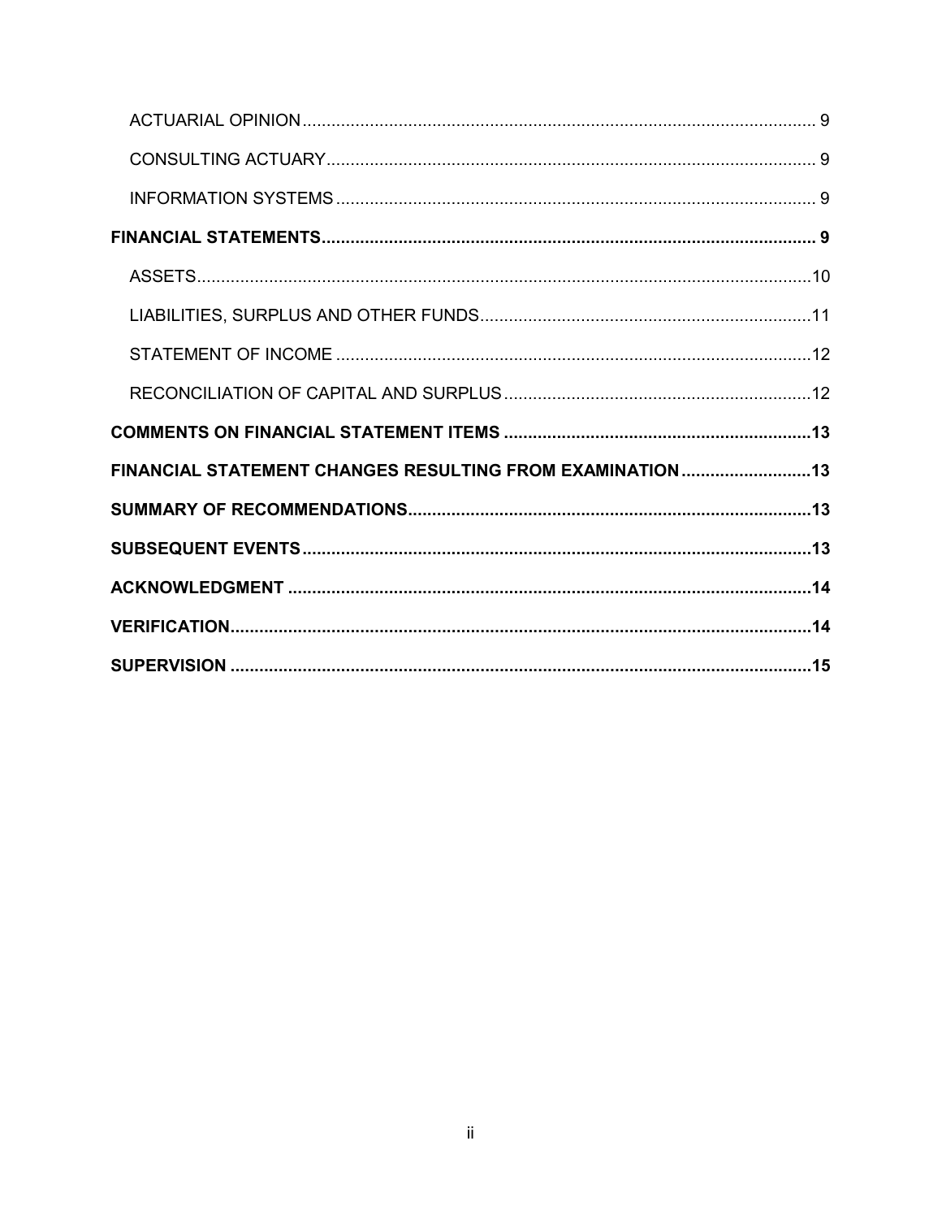ACTUARIAL OPINION ........ 9

CONSULTING ACTUARY ........ 9

INFORMATION SYSTEMS ........ 9

**FINANCIAL STATEMENTS ........ 9**

ASSETS ........ 10

LIABILITIES, SURPLUS AND OTHER FUNDS ........ 11

STATEMENT OF INCOME ........ 12

RECONCILIATION OF CAPITAL AND SURPLUS ........ 12

**COMMENTS ON FINANCIAL STATEMENT ITEMS ........ 13**

**FINANCIAL STATEMENT CHANGES RESULTING FROM EXAMINATION ........ 13**

**SUMMARY OF RECOMMENDATIONS ........ 13**

**SUBSEQUENT EVENTS ........ 13**

**ACKNOWLEDGMENT ........ 14**

**VERIFICATION ........ 14**

**SUPERVISION ........ 15**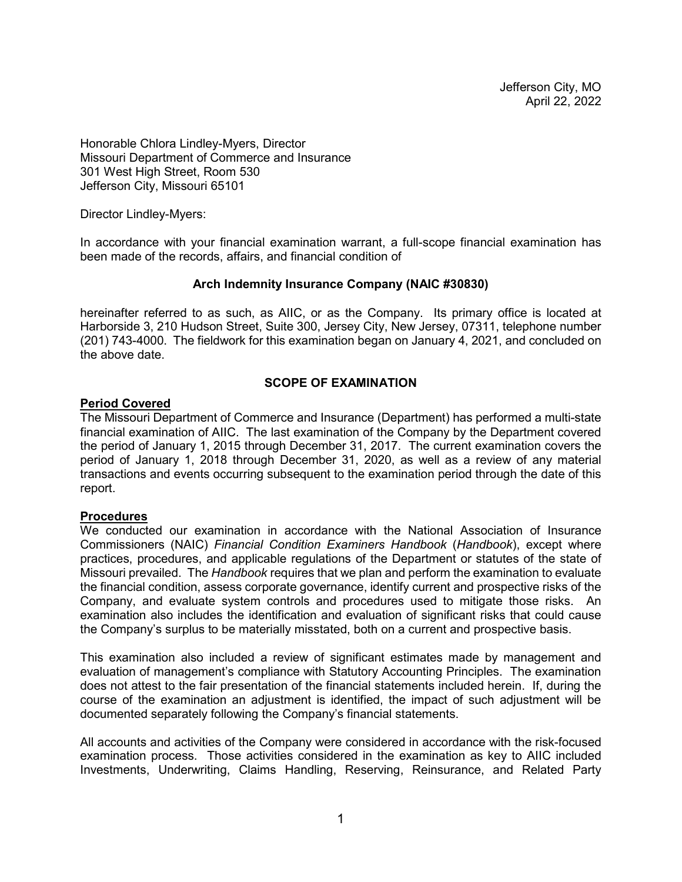Jefferson City, MO
April 22, 2022

Honorable Chlora Lindley-Myers, Director
Missouri Department of Commerce and Insurance
301 West High Street, Room 530
Jefferson City, Missouri 65101

Director Lindley-Myers:

In accordance with your financial examination warrant, a full-scope financial examination has been made of the records, affairs, and financial condition of

**Arch Indemnity Insurance Company (NAIC #30830)**

hereinafter referred to as such, as AIIC, or as the Company. Its primary office is located at Harborside 3, 210 Hudson Street, Suite 300, Jersey City, New Jersey, 07311, telephone number (201) 743-4000. The fieldwork for this examination began on January 4, 2021, and concluded on the above date.

## SCOPE OF EXAMINATION

### Period Covered

The Missouri Department of Commerce and Insurance (Department) has performed a multi-state financial examination of AIIC. The last examination of the Company by the Department covered the period of January 1, 2015 through December 31, 2017. The current examination covers the period of January 1, 2018 through December 31, 2020, as well as a review of any material transactions and events occurring subsequent to the examination period through the date of this report.

### Procedures

We conducted our examination in accordance with the National Association of Insurance Commissioners (NAIC) *Financial Condition Examiners Handbook* (*Handbook*), except where practices, procedures, and applicable regulations of the Department or statutes of the state of Missouri prevailed. The *Handbook* requires that we plan and perform the examination to evaluate the financial condition, assess corporate governance, identify current and prospective risks of the Company, and evaluate system controls and procedures used to mitigate those risks. An examination also includes the identification and evaluation of significant risks that could cause the Company's surplus to be materially misstated, both on a current and prospective basis.

This examination also included a review of significant estimates made by management and evaluation of management's compliance with Statutory Accounting Principles. The examination does not attest to the fair presentation of the financial statements included herein. If, during the course of the examination an adjustment is identified, the impact of such adjustment will be documented separately following the Company's financial statements.

All accounts and activities of the Company were considered in accordance with the risk-focused examination process. Those activities considered in the examination as key to AIIC included Investments, Underwriting, Claims Handling, Reserving, Reinsurance, and Related Party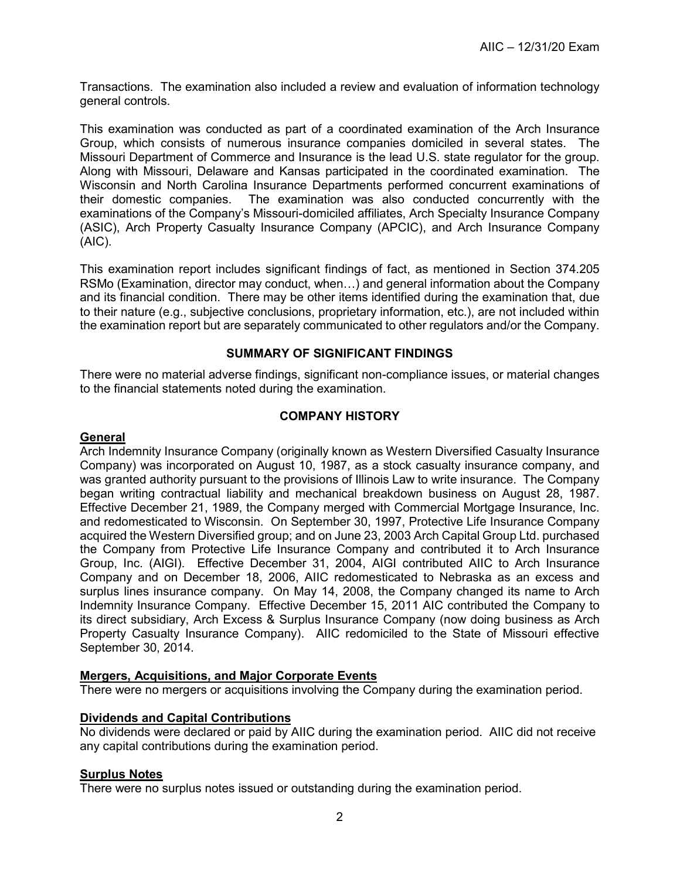Transactions. The examination also included a review and evaluation of information technology general controls.

This examination was conducted as part of a coordinated examination of the Arch Insurance Group, which consists of numerous insurance companies domiciled in several states. The Missouri Department of Commerce and Insurance is the lead U.S. state regulator for the group. Along with Missouri, Delaware and Kansas participated in the coordinated examination. The Wisconsin and North Carolina Insurance Departments performed concurrent examinations of their domestic companies. The examination was also conducted concurrently with the examinations of the Company's Missouri-domiciled affiliates, Arch Specialty Insurance Company (ASIC), Arch Property Casualty Insurance Company (APCIC), and Arch Insurance Company (AIC).

This examination report includes significant findings of fact, as mentioned in Section 374.205 RSMo (Examination, director may conduct, when…) and general information about the Company and its financial condition. There may be other items identified during the examination that, due to their nature (e.g., subjective conclusions, proprietary information, etc.), are not included within the examination report but are separately communicated to other regulators and/or the Company.

## SUMMARY OF SIGNIFICANT FINDINGS

There were no material adverse findings, significant non-compliance issues, or material changes to the financial statements noted during the examination.

## COMPANY HISTORY

### General

Arch Indemnity Insurance Company (originally known as Western Diversified Casualty Insurance Company) was incorporated on August 10, 1987, as a stock casualty insurance company, and was granted authority pursuant to the provisions of Illinois Law to write insurance. The Company began writing contractual liability and mechanical breakdown business on August 28, 1987. Effective December 21, 1989, the Company merged with Commercial Mortgage Insurance, Inc. and redomesticated to Wisconsin. On September 30, 1997, Protective Life Insurance Company acquired the Western Diversified group; and on June 23, 2003 Arch Capital Group Ltd. purchased the Company from Protective Life Insurance Company and contributed it to Arch Insurance Group, Inc. (AIGI). Effective December 31, 2004, AIGI contributed AIIC to Arch Insurance Company and on December 18, 2006, AIIC redomesticated to Nebraska as an excess and surplus lines insurance company. On May 14, 2008, the Company changed its name to Arch Indemnity Insurance Company. Effective December 15, 2011 AIC contributed the Company to its direct subsidiary, Arch Excess & Surplus Insurance Company (now doing business as Arch Property Casualty Insurance Company). AIIC redomiciled to the State of Missouri effective September 30, 2014.

### Mergers, Acquisitions, and Major Corporate Events

There were no mergers or acquisitions involving the Company during the examination period.

### Dividends and Capital Contributions

No dividends were declared or paid by AIIC during the examination period. AIIC did not receive any capital contributions during the examination period.

### Surplus Notes

There were no surplus notes issued or outstanding during the examination period.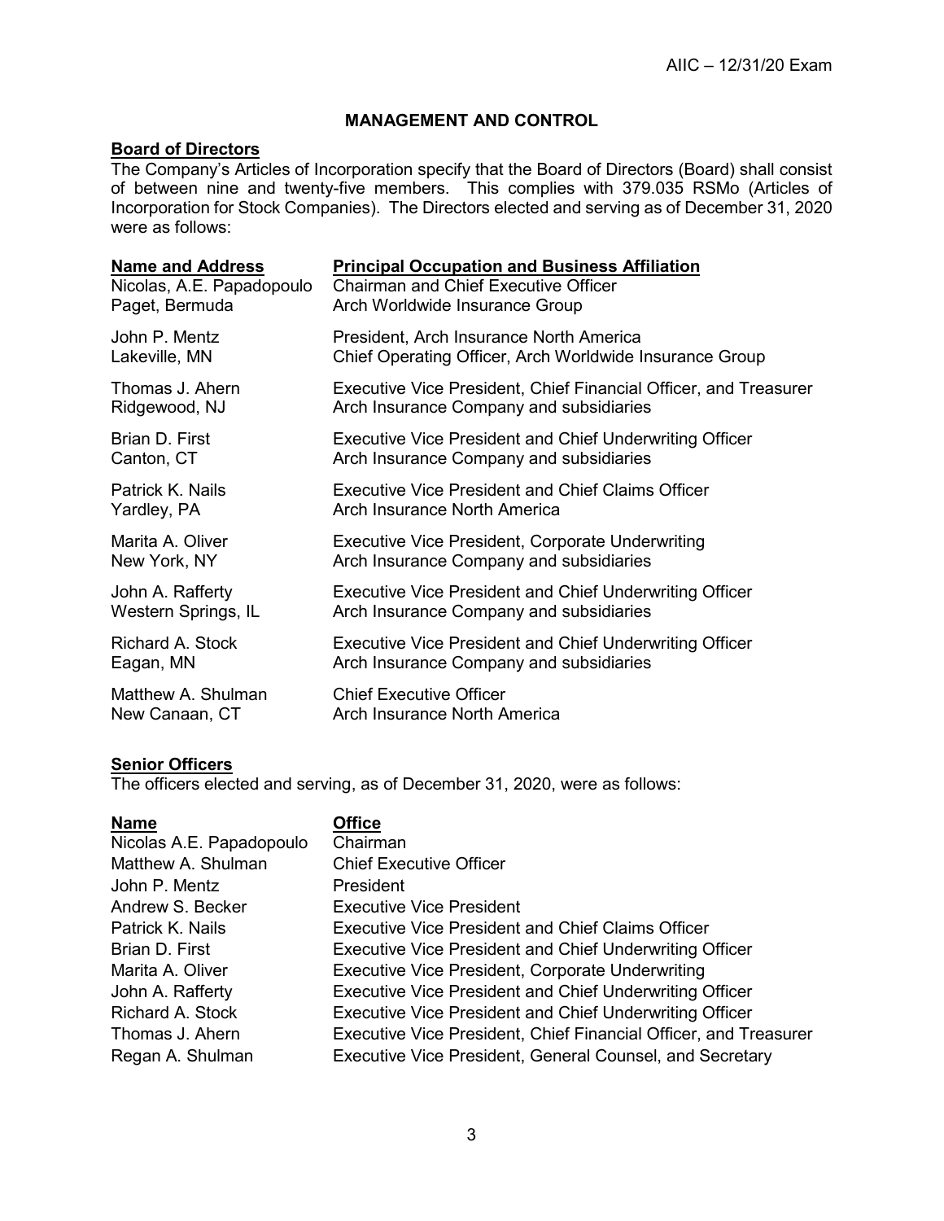## MANAGEMENT AND CONTROL

### Board of Directors

The Company's Articles of Incorporation specify that the Board of Directors (Board) shall consist of between nine and twenty-five members. This complies with 379.035 RSMo (Articles of Incorporation for Stock Companies). The Directors elected and serving as of December 31, 2020 were as follows:

| Name and Address | Principal Occupation and Business Affiliation |
|---|---|
| Nicolas, A.E. Papadopoulo<br>Paget, Bermuda | Chairman and Chief Executive Officer<br>Arch Worldwide Insurance Group |
| John P. Mentz<br>Lakeville, MN | President, Arch Insurance North America<br>Chief Operating Officer, Arch Worldwide Insurance Group |
| Thomas J. Ahern<br>Ridgewood, NJ | Executive Vice President, Chief Financial Officer, and Treasurer<br>Arch Insurance Company and subsidiaries |
| Brian D. First<br>Canton, CT | Executive Vice President and Chief Underwriting Officer<br>Arch Insurance Company and subsidiaries |
| Patrick K. Nails<br>Yardley, PA | Executive Vice President and Chief Claims Officer<br>Arch Insurance North America |
| Marita A. Oliver<br>New York, NY | Executive Vice President, Corporate Underwriting<br>Arch Insurance Company and subsidiaries |
| John A. Rafferty<br>Western Springs, IL | Executive Vice President and Chief Underwriting Officer<br>Arch Insurance Company and subsidiaries |
| Richard A. Stock<br>Eagan, MN | Executive Vice President and Chief Underwriting Officer<br>Arch Insurance Company and subsidiaries |
| Matthew A. Shulman<br>New Canaan, CT | Chief Executive Officer<br>Arch Insurance North America |

### Senior Officers

The officers elected and serving, as of December 31, 2020, were as follows:

| Name | Office |
|---|---|
| Nicolas A.E. Papadopoulo | Chairman |
| Matthew A. Shulman | Chief Executive Officer |
| John P. Mentz | President |
| Andrew S. Becker | Executive Vice President |
| Patrick K. Nails | Executive Vice President and Chief Claims Officer |
| Brian D. First | Executive Vice President and Chief Underwriting Officer |
| Marita A. Oliver | Executive Vice President, Corporate Underwriting |
| John A. Rafferty | Executive Vice President and Chief Underwriting Officer |
| Richard A. Stock | Executive Vice President and Chief Underwriting Officer |
| Thomas J. Ahern | Executive Vice President, Chief Financial Officer, and Treasurer |
| Regan A. Shulman | Executive Vice President, General Counsel, and Secretary |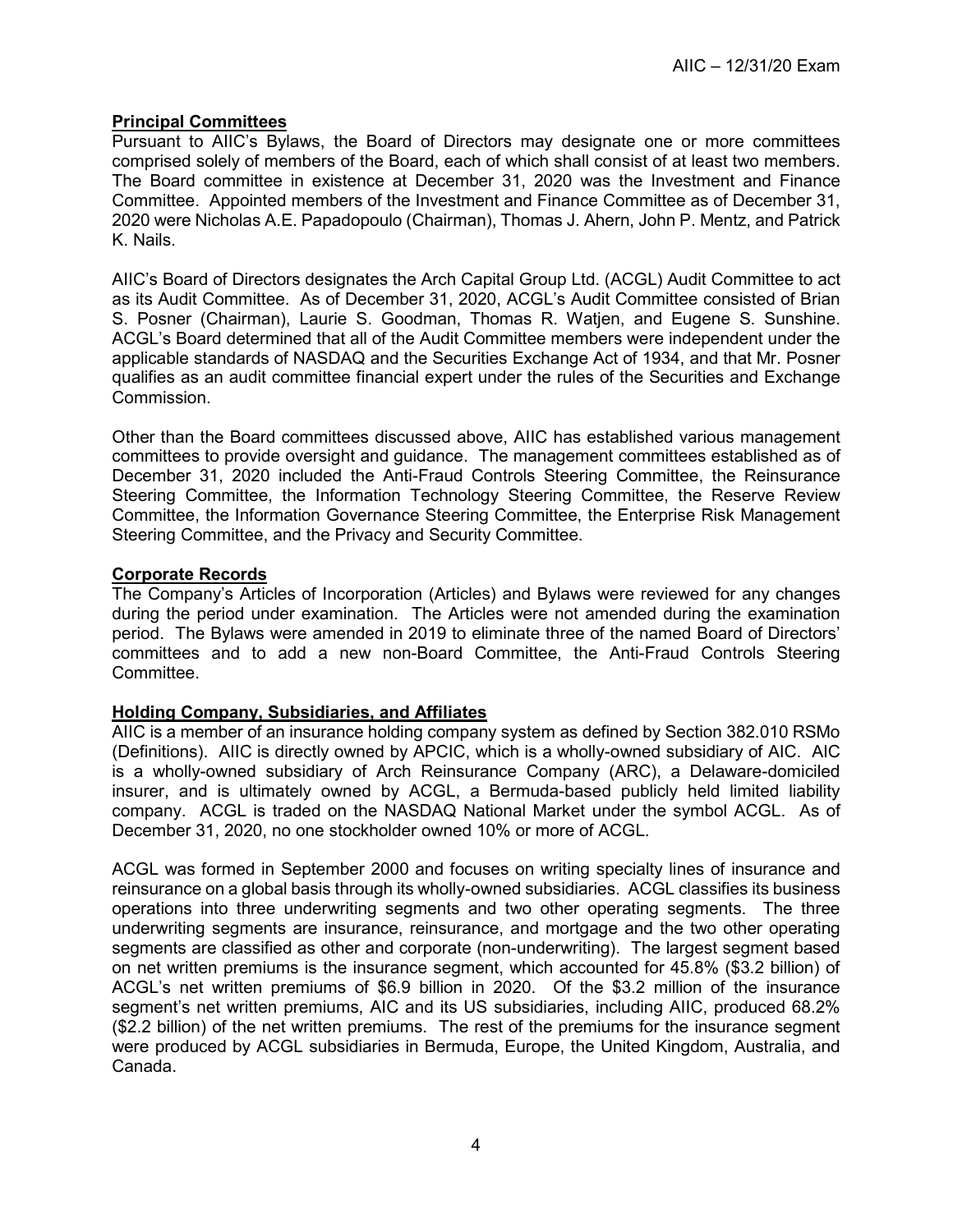## Principal Committees

Pursuant to AIIC's Bylaws, the Board of Directors may designate one or more committees comprised solely of members of the Board, each of which shall consist of at least two members. The Board committee in existence at December 31, 2020 was the Investment and Finance Committee. Appointed members of the Investment and Finance Committee as of December 31, 2020 were Nicholas A.E. Papadopoulo (Chairman), Thomas J. Ahern, John P. Mentz, and Patrick K. Nails.

AIIC's Board of Directors designates the Arch Capital Group Ltd. (ACGL) Audit Committee to act as its Audit Committee. As of December 31, 2020, ACGL's Audit Committee consisted of Brian S. Posner (Chairman), Laurie S. Goodman, Thomas R. Watjen, and Eugene S. Sunshine. ACGL's Board determined that all of the Audit Committee members were independent under the applicable standards of NASDAQ and the Securities Exchange Act of 1934, and that Mr. Posner qualifies as an audit committee financial expert under the rules of the Securities and Exchange Commission.

Other than the Board committees discussed above, AIIC has established various management committees to provide oversight and guidance. The management committees established as of December 31, 2020 included the Anti-Fraud Controls Steering Committee, the Reinsurance Steering Committee, the Information Technology Steering Committee, the Reserve Review Committee, the Information Governance Steering Committee, the Enterprise Risk Management Steering Committee, and the Privacy and Security Committee.

## Corporate Records

The Company's Articles of Incorporation (Articles) and Bylaws were reviewed for any changes during the period under examination. The Articles were not amended during the examination period. The Bylaws were amended in 2019 to eliminate three of the named Board of Directors' committees and to add a new non-Board Committee, the Anti-Fraud Controls Steering Committee.

## Holding Company, Subsidiaries, and Affiliates

AIIC is a member of an insurance holding company system as defined by Section 382.010 RSMo (Definitions). AIIC is directly owned by APCIC, which is a wholly-owned subsidiary of AIC. AIC is a wholly-owned subsidiary of Arch Reinsurance Company (ARC), a Delaware-domiciled insurer, and is ultimately owned by ACGL, a Bermuda-based publicly held limited liability company. ACGL is traded on the NASDAQ National Market under the symbol ACGL. As of December 31, 2020, no one stockholder owned 10% or more of ACGL.

ACGL was formed in September 2000 and focuses on writing specialty lines of insurance and reinsurance on a global basis through its wholly-owned subsidiaries. ACGL classifies its business operations into three underwriting segments and two other operating segments. The three underwriting segments are insurance, reinsurance, and mortgage and the two other operating segments are classified as other and corporate (non-underwriting). The largest segment based on net written premiums is the insurance segment, which accounted for 45.8% ($3.2 billion) of ACGL's net written premiums of $6.9 billion in 2020. Of the $3.2 million of the insurance segment's net written premiums, AIC and its US subsidiaries, including AIIC, produced 68.2% ($2.2 billion) of the net written premiums. The rest of the premiums for the insurance segment were produced by ACGL subsidiaries in Bermuda, Europe, the United Kingdom, Australia, and Canada.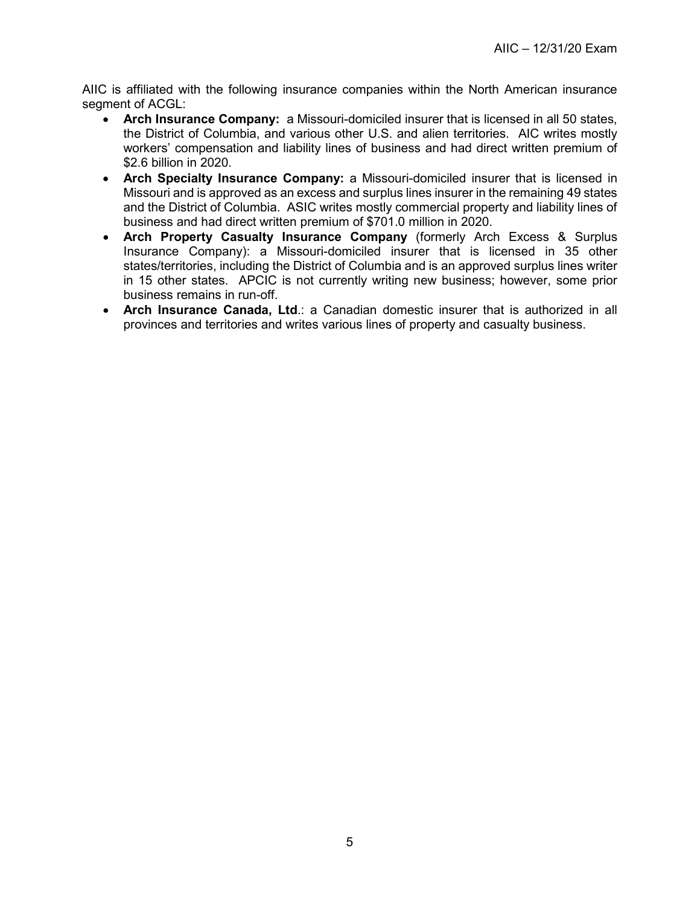AIIC is affiliated with the following insurance companies within the North American insurance segment of ACGL:

- **Arch Insurance Company:** a Missouri-domiciled insurer that is licensed in all 50 states, the District of Columbia, and various other U.S. and alien territories. AIC writes mostly workers' compensation and liability lines of business and had direct written premium of $2.6 billion in 2020.
- **Arch Specialty Insurance Company:** a Missouri-domiciled insurer that is licensed in Missouri and is approved as an excess and surplus lines insurer in the remaining 49 states and the District of Columbia. ASIC writes mostly commercial property and liability lines of business and had direct written premium of $701.0 million in 2020.
- **Arch Property Casualty Insurance Company** (formerly Arch Excess & Surplus Insurance Company): a Missouri-domiciled insurer that is licensed in 35 other states/territories, including the District of Columbia and is an approved surplus lines writer in 15 other states. APCIC is not currently writing new business; however, some prior business remains in run-off.
- **Arch Insurance Canada, Ltd**.: a Canadian domestic insurer that is authorized in all provinces and territories and writes various lines of property and casualty business.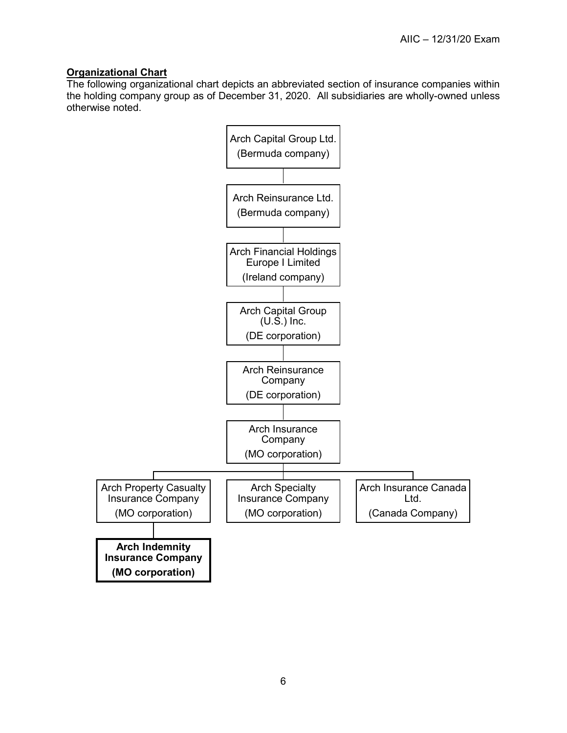**Organizational Chart**

The following organizational chart depicts an abbreviated section of insurance companies within the holding company group as of December 31, 2020. All subsidiaries are wholly-owned unless otherwise noted.

- Arch Capital Group Ltd. (Bermuda company)
  - Arch Reinsurance Ltd. (Bermuda company)
    - Arch Financial Holdings Europe I Limited (Ireland company)
      - Arch Capital Group (U.S.) Inc. (DE corporation)
        - Arch Reinsurance Company (DE corporation)
          - Arch Insurance Company (MO corporation)
            - Arch Property Casualty Insurance Company (MO corporation)
              - **Arch Indemnity Insurance Company (MO corporation)**
            - Arch Specialty Insurance Company (MO corporation)
            - Arch Insurance Canada Ltd. (Canada Company)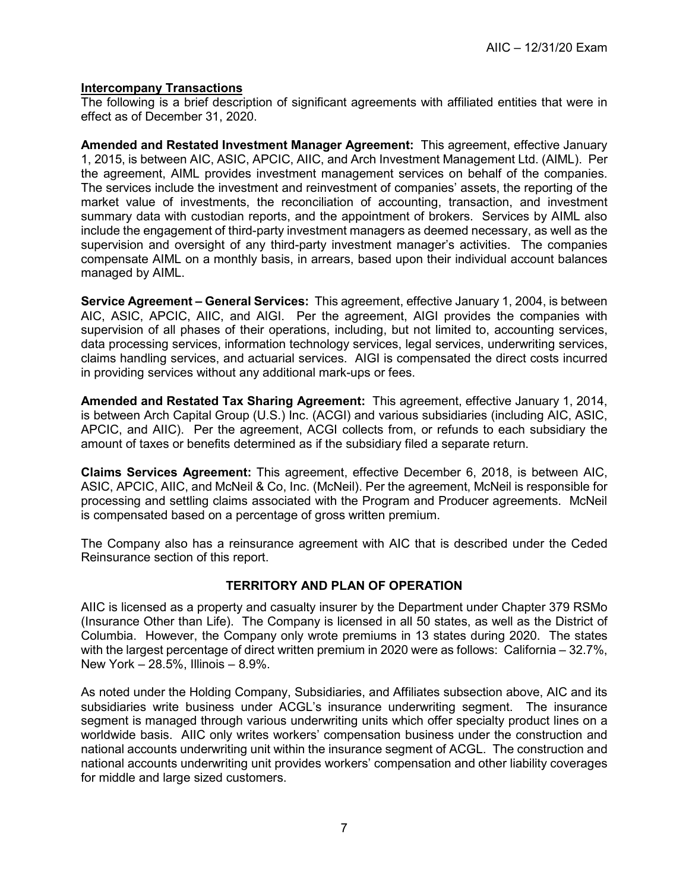## Intercompany Transactions

The following is a brief description of significant agreements with affiliated entities that were in effect as of December 31, 2020.

**Amended and Restated Investment Manager Agreement:** This agreement, effective January 1, 2015, is between AIC, ASIC, APCIC, AIIC, and Arch Investment Management Ltd. (AIML). Per the agreement, AIML provides investment management services on behalf of the companies. The services include the investment and reinvestment of companies' assets, the reporting of the market value of investments, the reconciliation of accounting, transaction, and investment summary data with custodian reports, and the appointment of brokers. Services by AIML also include the engagement of third-party investment managers as deemed necessary, as well as the supervision and oversight of any third-party investment manager's activities. The companies compensate AIML on a monthly basis, in arrears, based upon their individual account balances managed by AIML.

**Service Agreement – General Services:** This agreement, effective January 1, 2004, is between AIC, ASIC, APCIC, AIIC, and AIGI. Per the agreement, AIGI provides the companies with supervision of all phases of their operations, including, but not limited to, accounting services, data processing services, information technology services, legal services, underwriting services, claims handling services, and actuarial services. AIGI is compensated the direct costs incurred in providing services without any additional mark-ups or fees.

**Amended and Restated Tax Sharing Agreement:** This agreement, effective January 1, 2014, is between Arch Capital Group (U.S.) Inc. (ACGI) and various subsidiaries (including AIC, ASIC, APCIC, and AIIC). Per the agreement, ACGI collects from, or refunds to each subsidiary the amount of taxes or benefits determined as if the subsidiary filed a separate return.

**Claims Services Agreement:** This agreement, effective December 6, 2018, is between AIC, ASIC, APCIC, AIIC, and McNeil & Co, Inc. (McNeil). Per the agreement, McNeil is responsible for processing and settling claims associated with the Program and Producer agreements. McNeil is compensated based on a percentage of gross written premium.

The Company also has a reinsurance agreement with AIC that is described under the Ceded Reinsurance section of this report.

## TERRITORY AND PLAN OF OPERATION

AIIC is licensed as a property and casualty insurer by the Department under Chapter 379 RSMo (Insurance Other than Life). The Company is licensed in all 50 states, as well as the District of Columbia. However, the Company only wrote premiums in 13 states during 2020. The states with the largest percentage of direct written premium in 2020 were as follows: California – 32.7%, New York – 28.5%, Illinois – 8.9%.

As noted under the Holding Company, Subsidiaries, and Affiliates subsection above, AIC and its subsidiaries write business under ACGL's insurance underwriting segment. The insurance segment is managed through various underwriting units which offer specialty product lines on a worldwide basis. AIIC only writes workers' compensation business under the construction and national accounts underwriting unit within the insurance segment of ACGL. The construction and national accounts underwriting unit provides workers' compensation and other liability coverages for middle and large sized customers.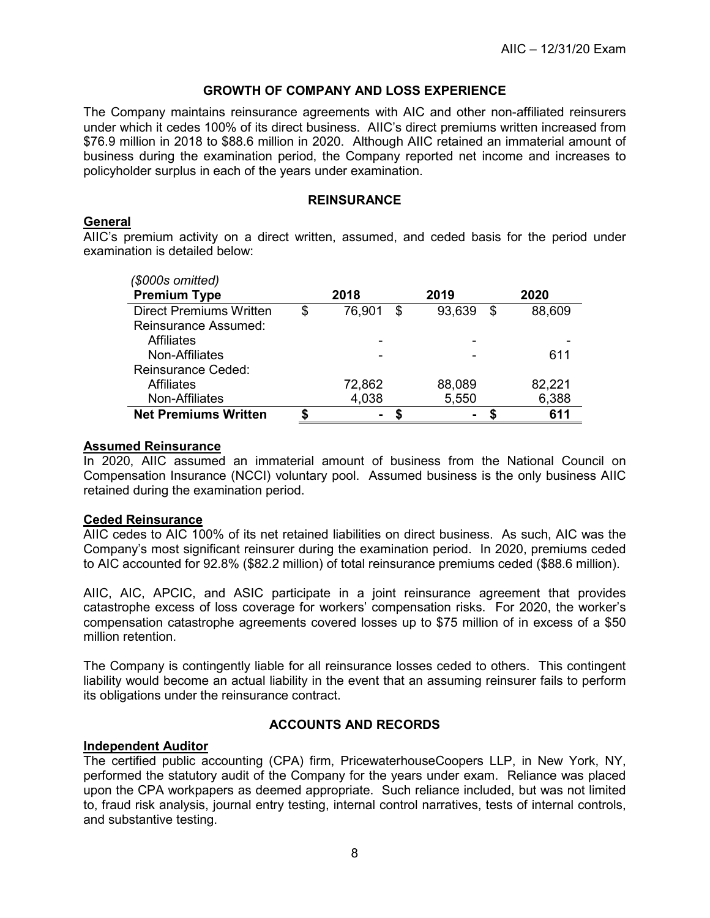## GROWTH OF COMPANY AND LOSS EXPERIENCE

The Company maintains reinsurance agreements with AIC and other non-affiliated reinsurers under which it cedes 100% of its direct business. AIIC's direct premiums written increased from $76.9 million in 2018 to $88.6 million in 2020. Although AIIC retained an immaterial amount of business during the examination period, the Company reported net income and increases to policyholder surplus in each of the years under examination.

## REINSURANCE

### General

AIIC's premium activity on a direct written, assumed, and ceded basis for the period under examination is detailed below:

*($000s omitted)*

| **Premium Type** | **2018** | **2019** | **2020** |
|---|---|---|---|
| Direct Premiums Written | $ 76,901 | $ 93,639 | $ 88,609 |
| Reinsurance Assumed: | | | |
| Affiliates | - | - | - |
| Non-Affiliates | - | - | 611 |
| Reinsurance Ceded: | | | |
| Affiliates | 72,862 | 88,089 | 82,221 |
| Non-Affiliates | 4,038 | 5,550 | 6,388 |
| **Net Premiums Written** | **$ -** | **$ -** | **$ 611** |

### Assumed Reinsurance

In 2020, AIIC assumed an immaterial amount of business from the National Council on Compensation Insurance (NCCI) voluntary pool. Assumed business is the only business AIIC retained during the examination period.

### Ceded Reinsurance

AIIC cedes to AIC 100% of its net retained liabilities on direct business. As such, AIC was the Company's most significant reinsurer during the examination period. In 2020, premiums ceded to AIC accounted for 92.8% ($82.2 million) of total reinsurance premiums ceded ($88.6 million).

AIIC, AIC, APCIC, and ASIC participate in a joint reinsurance agreement that provides catastrophe excess of loss coverage for workers' compensation risks. For 2020, the worker's compensation catastrophe agreements covered losses up to $75 million of in excess of a $50 million retention.

The Company is contingently liable for all reinsurance losses ceded to others. This contingent liability would become an actual liability in the event that an assuming reinsurer fails to perform its obligations under the reinsurance contract.

## ACCOUNTS AND RECORDS

### Independent Auditor

The certified public accounting (CPA) firm, PricewaterhouseCoopers LLP, in New York, NY, performed the statutory audit of the Company for the years under exam. Reliance was placed upon the CPA workpapers as deemed appropriate. Such reliance included, but was not limited to, fraud risk analysis, journal entry testing, internal control narratives, tests of internal controls, and substantive testing.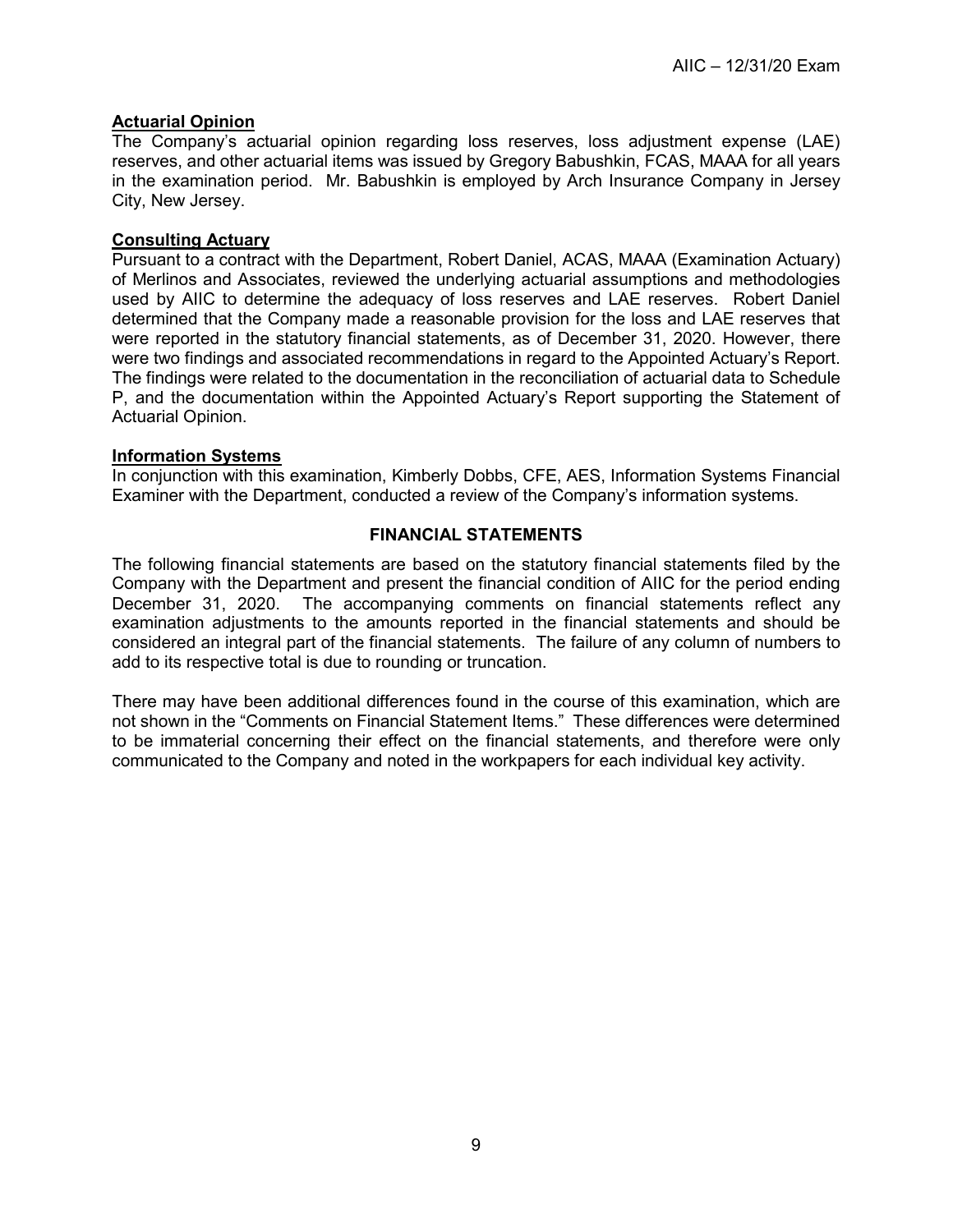**Actuarial Opinion**

The Company's actuarial opinion regarding loss reserves, loss adjustment expense (LAE) reserves, and other actuarial items was issued by Gregory Babushkin, FCAS, MAAA for all years in the examination period. Mr. Babushkin is employed by Arch Insurance Company in Jersey City, New Jersey.

**Consulting Actuary**

Pursuant to a contract with the Department, Robert Daniel, ACAS, MAAA (Examination Actuary) of Merlinos and Associates, reviewed the underlying actuarial assumptions and methodologies used by AIIC to determine the adequacy of loss reserves and LAE reserves. Robert Daniel determined that the Company made a reasonable provision for the loss and LAE reserves that were reported in the statutory financial statements, as of December 31, 2020. However, there were two findings and associated recommendations in regard to the Appointed Actuary's Report. The findings were related to the documentation in the reconciliation of actuarial data to Schedule P, and the documentation within the Appointed Actuary's Report supporting the Statement of Actuarial Opinion.

**Information Systems**

In conjunction with this examination, Kimberly Dobbs, CFE, AES, Information Systems Financial Examiner with the Department, conducted a review of the Company's information systems.

## FINANCIAL STATEMENTS

The following financial statements are based on the statutory financial statements filed by the Company with the Department and present the financial condition of AIIC for the period ending December 31, 2020. The accompanying comments on financial statements reflect any examination adjustments to the amounts reported in the financial statements and should be considered an integral part of the financial statements. The failure of any column of numbers to add to its respective total is due to rounding or truncation.

There may have been additional differences found in the course of this examination, which are not shown in the "Comments on Financial Statement Items." These differences were determined to be immaterial concerning their effect on the financial statements, and therefore were only communicated to the Company and noted in the workpapers for each individual key activity.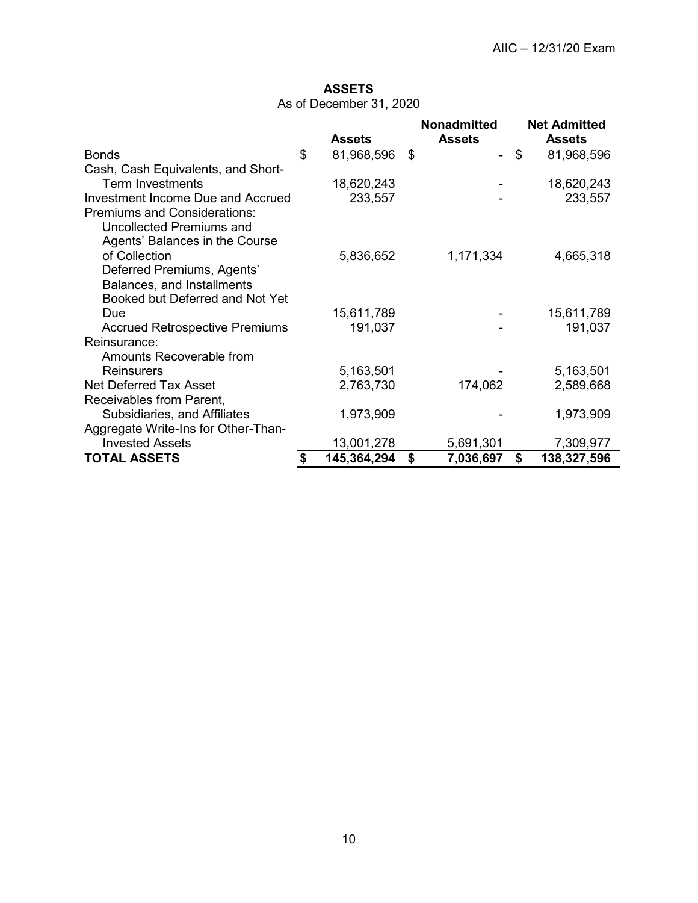**ASSETS**

As of December 31, 2020

| | Assets | Nonadmitted Assets | Net Admitted Assets |
|---|---|---|---|
| Bonds | $ 81,968,596 | $ - | $ 81,968,596 |
| Cash, Cash Equivalents, and Short-Term Investments | 18,620,243 | - | 18,620,243 |
| Investment Income Due and Accrued | 233,557 | - | 233,557 |
| Premiums and Considerations: | | | |
| Uncollected Premiums and Agents' Balances in the Course of Collection | 5,836,652 | 1,171,334 | 4,665,318 |
| Deferred Premiums, Agents' Balances, and Installments Booked but Deferred and Not Yet Due | 15,611,789 | - | 15,611,789 |
| Accrued Retrospective Premiums | 191,037 | - | 191,037 |
| Reinsurance: | | | |
| Amounts Recoverable from Reinsurers | 5,163,501 | - | 5,163,501 |
| Net Deferred Tax Asset | 2,763,730 | 174,062 | 2,589,668 |
| Receivables from Parent, Subsidiaries, and Affiliates | 1,973,909 | - | 1,973,909 |
| Aggregate Write-Ins for Other-Than-Invested Assets | 13,001,278 | 5,691,301 | 7,309,977 |
| **TOTAL ASSETS** | **$ 145,364,294** | **$ 7,036,697** | **$ 138,327,596** |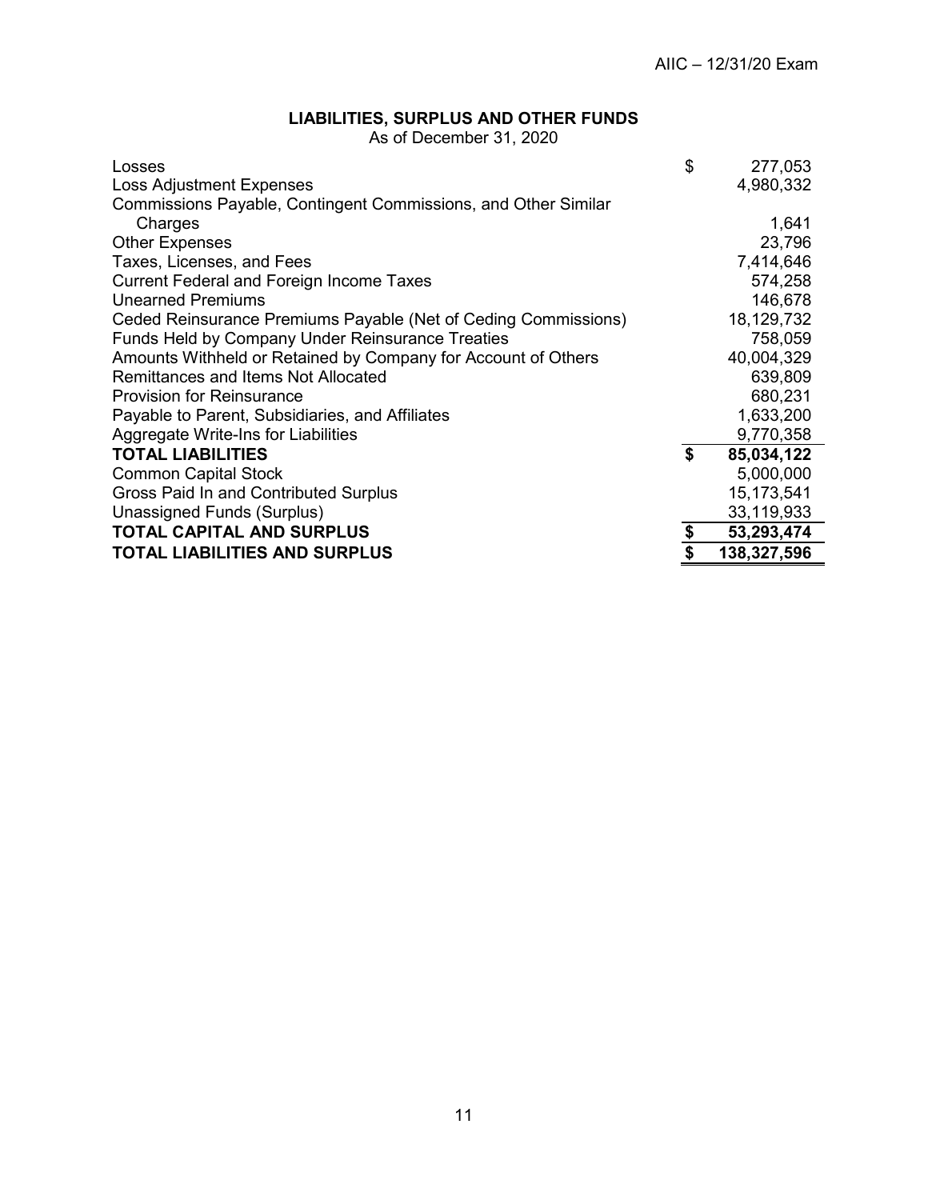**LIABILITIES, SURPLUS AND OTHER FUNDS**

As of December 31, 2020

| | |
|---|---|
| Losses | $ 277,053 |
| Loss Adjustment Expenses | 4,980,332 |
| Commissions Payable, Contingent Commissions, and Other Similar Charges | 1,641 |
| Other Expenses | 23,796 |
| Taxes, Licenses, and Fees | 7,414,646 |
| Current Federal and Foreign Income Taxes | 574,258 |
| Unearned Premiums | 146,678 |
| Ceded Reinsurance Premiums Payable (Net of Ceding Commissions) | 18,129,732 |
| Funds Held by Company Under Reinsurance Treaties | 758,059 |
| Amounts Withheld or Retained by Company for Account of Others | 40,004,329 |
| Remittances and Items Not Allocated | 639,809 |
| Provision for Reinsurance | 680,231 |
| Payable to Parent, Subsidiaries, and Affiliates | 1,633,200 |
| Aggregate Write-Ins for Liabilities | 9,770,358 |
| **TOTAL LIABILITIES** | **$ 85,034,122** |
| Common Capital Stock | 5,000,000 |
| Gross Paid In and Contributed Surplus | 15,173,541 |
| Unassigned Funds (Surplus) | 33,119,933 |
| **TOTAL CAPITAL AND SURPLUS** | **$ 53,293,474** |
| **TOTAL LIABILITIES AND SURPLUS** | **$ 138,327,596** |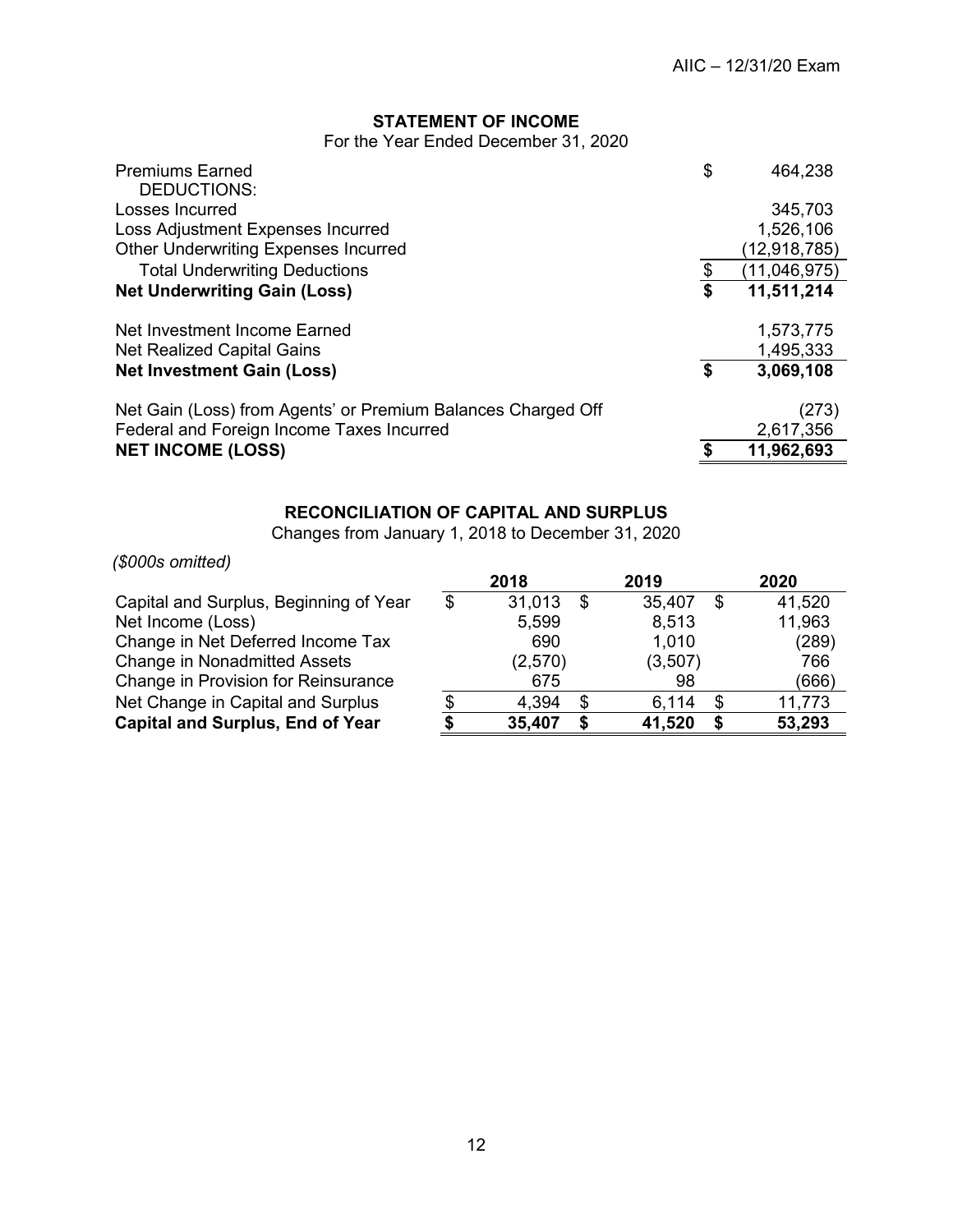## STATEMENT OF INCOME

For the Year Ended December 31, 2020

| | |
|---|---|
| Premiums Earned | $ 464,238 |
| DEDUCTIONS: | |
| Losses Incurred | 345,703 |
| Loss Adjustment Expenses Incurred | 1,526,106 |
| Other Underwriting Expenses Incurred | (12,918,785) |
| Total Underwriting Deductions | $ (11,046,975) |
| **Net Underwriting Gain (Loss)** | **$ 11,511,214** |
| | |
| Net Investment Income Earned | 1,573,775 |
| Net Realized Capital Gains | 1,495,333 |
| **Net Investment Gain (Loss)** | **$ 3,069,108** |
| | |
| Net Gain (Loss) from Agents' or Premium Balances Charged Off | (273) |
| Federal and Foreign Income Taxes Incurred | 2,617,356 |
| **NET INCOME (LOSS)** | **$ 11,962,693** |

## RECONCILIATION OF CAPITAL AND SURPLUS

Changes from January 1, 2018 to December 31, 2020

*($000s omitted)*

| | 2018 | 2019 | 2020 |
|---|---|---|---|
| Capital and Surplus, Beginning of Year | $ 31,013 | $ 35,407 | $ 41,520 |
| Net Income (Loss) | 5,599 | 8,513 | 11,963 |
| Change in Net Deferred Income Tax | 690 | 1,010 | (289) |
| Change in Nonadmitted Assets | (2,570) | (3,507) | 766 |
| Change in Provision for Reinsurance | 675 | 98 | (666) |
| Net Change in Capital and Surplus | $ 4,394 | $ 6,114 | $ 11,773 |
| **Capital and Surplus, End of Year** | **$ 35,407** | **$ 41,520** | **$ 53,293** |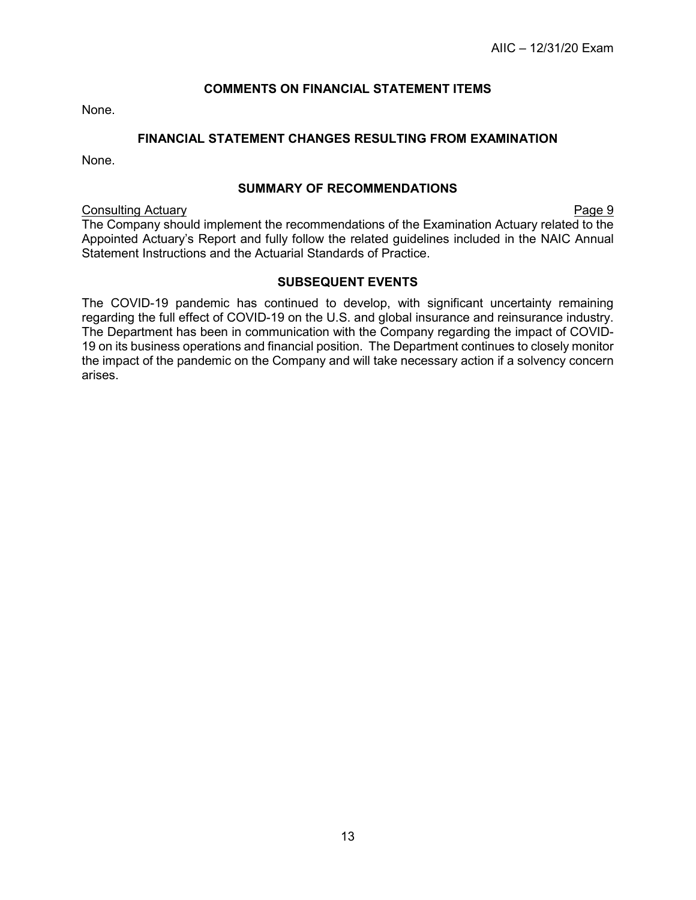## COMMENTS ON FINANCIAL STATEMENT ITEMS

None.

## FINANCIAL STATEMENT CHANGES RESULTING FROM EXAMINATION

None.

## SUMMARY OF RECOMMENDATIONS

Consulting Actuary — Page 9

The Company should implement the recommendations of the Examination Actuary related to the Appointed Actuary's Report and fully follow the related guidelines included in the NAIC Annual Statement Instructions and the Actuarial Standards of Practice.

## SUBSEQUENT EVENTS

The COVID-19 pandemic has continued to develop, with significant uncertainty remaining regarding the full effect of COVID-19 on the U.S. and global insurance and reinsurance industry. The Department has been in communication with the Company regarding the impact of COVID-19 on its business operations and financial position. The Department continues to closely monitor the impact of the pandemic on the Company and will take necessary action if a solvency concern arises.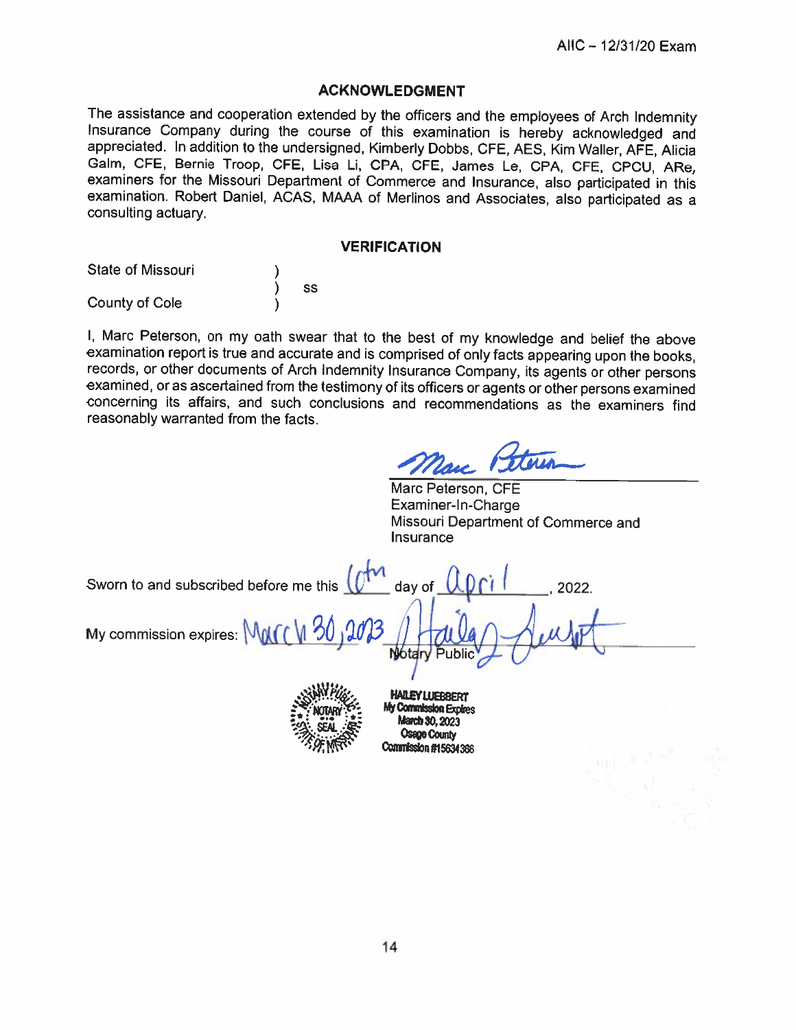## ACKNOWLEDGMENT

The assistance and cooperation extended by the officers and the employees of Arch Indemnity Insurance Company during the course of this examination is hereby acknowledged and appreciated. In addition to the undersigned, Kimberly Dobbs, CFE, AES, Kim Waller, AFE, Alicia Galm, CFE, Bernie Troop, CFE, Lisa Li, CPA, CFE, James Le, CPA, CFE, CPCU, ARe, examiners for the Missouri Department of Commerce and Insurance, also participated in this examination. Robert Daniel, ACAS, MAAA of Merlinos and Associates, also participated as a consulting actuary.

## VERIFICATION

State of Missouri )
) ss
County of Cole )

I, Marc Peterson, on my oath swear that to the best of my knowledge and belief the above examination report is true and accurate and is comprised of only facts appearing upon the books, records, or other documents of Arch Indemnity Insurance Company, its agents or other persons examined, or as ascertained from the testimony of its officers or agents or other persons examined concerning its affairs, and such conclusions and recommendations as the examiners find reasonably warranted from the facts.

Marc Peterson, CFE
Examiner-In-Charge
Missouri Department of Commerce and Insurance

Sworn to and subscribed before me this 6th day of April, 2022.

My commission expires: March 30, 2023

Notary Public

HAILEY LUEBBERT
My Commission Expires
March 30, 2023
Osage County
Commission #15634366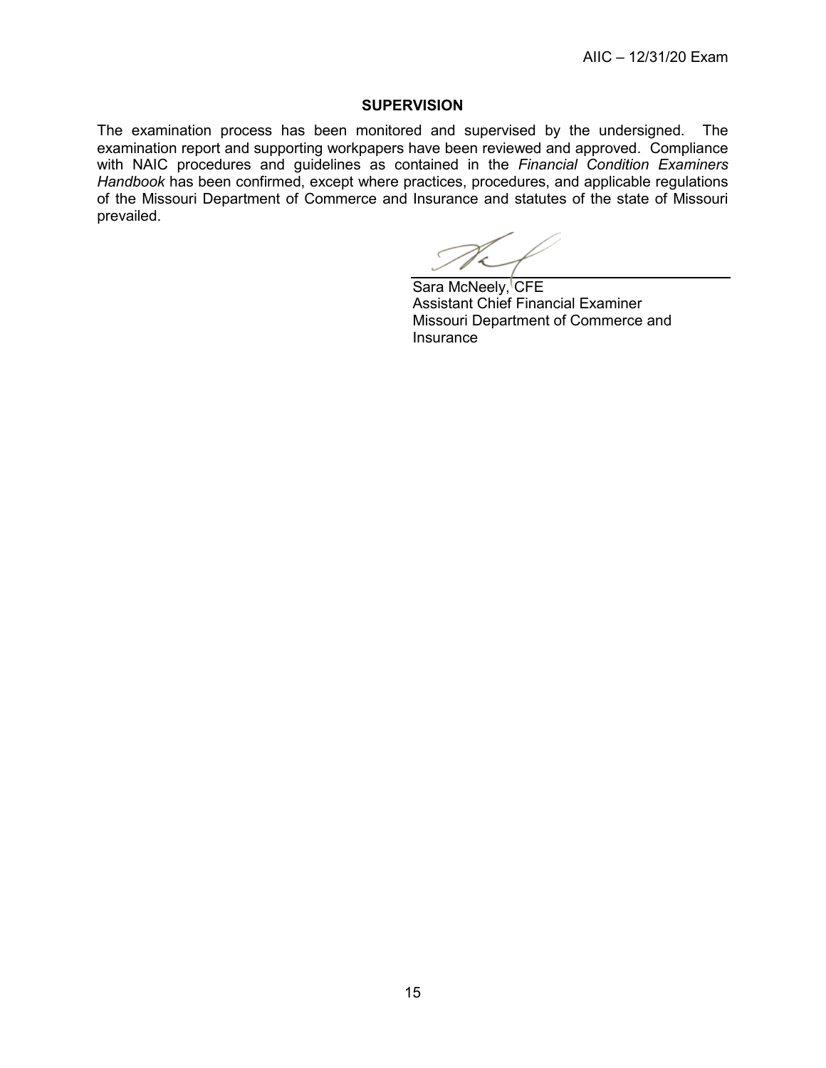## SUPERVISION

The examination process has been monitored and supervised by the undersigned. The examination report and supporting workpapers have been reviewed and approved. Compliance with NAIC procedures and guidelines as contained in the *Financial Condition Examiners Handbook* has been confirmed, except where practices, procedures, and applicable regulations of the Missouri Department of Commerce and Insurance and statutes of the state of Missouri prevailed.

Sara McNeely, CFE
Assistant Chief Financial Examiner
Missouri Department of Commerce and Insurance